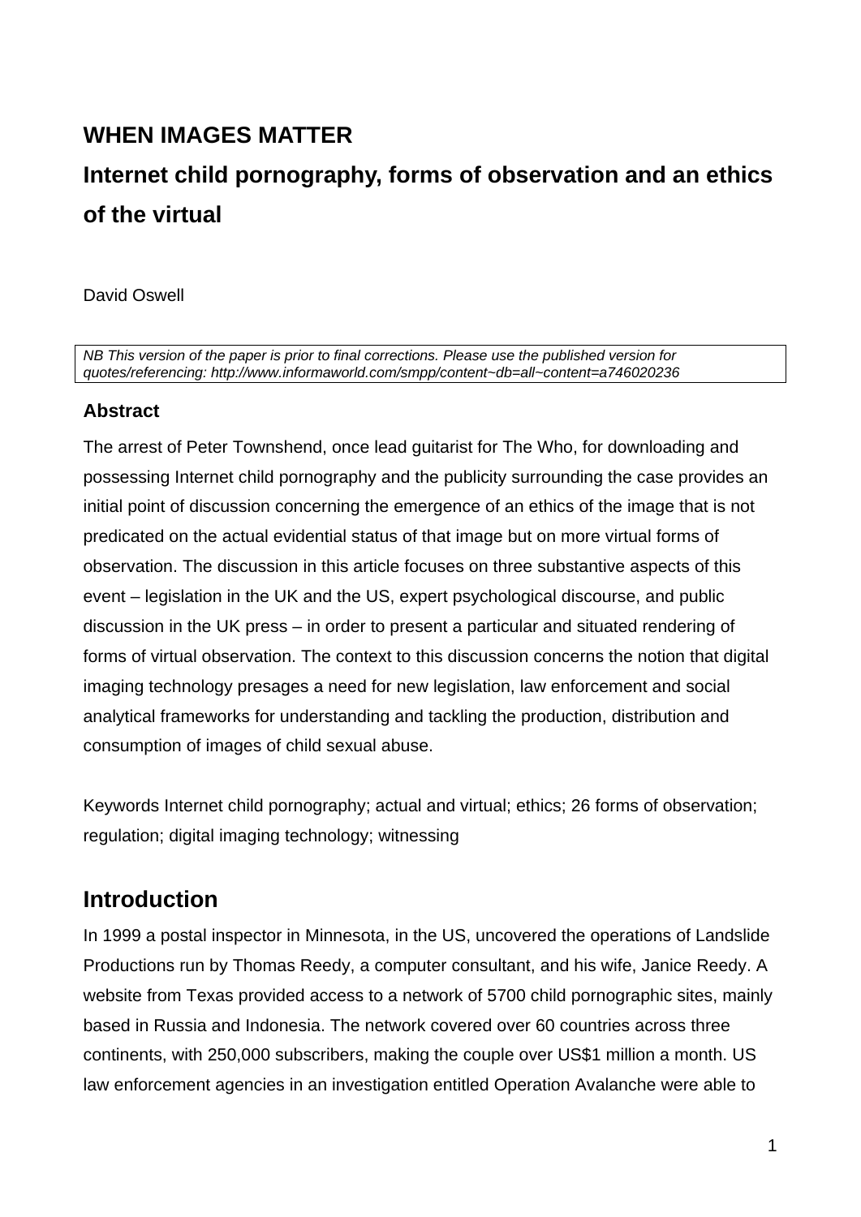# WHEN IMAGES MATTER

# Internet child pornography, forms of observation and an ethics of the virtual

David Oswell

*NB This version of the paper is prior to final corrections. Please use the published version for quotes/referencing: http://www.informaworld.com/smpp/content~db=all~content=a746020236*

### Abstract

The arrest of Peter Townshend, once lead guitarist for The Who, for downloading and possessing Internet child pornography and the publicity surrounding the case provides an initial point of discussion concerning the emergence of an ethics of the image that is not predicated on the actual evidential status of that image but on more virtual forms of observation. The discussion in this article focuses on three substantive aspects of this event – legislation in the UK and the US, expert psychological discourse, and public discussion in the UK press – in order to present a particular and situated rendering of forms of virtual observation. The context to this discussion concerns the notion that digital imaging technology presages a need for new legislation, law enforcement and social analytical frameworks for understanding and tackling the production, distribution and consumption of images of child sexual abuse.

Keywords Internet child pornography; actual and virtual; ethics; 26 forms of observation; regulation; digital imaging technology; witnessing

## Introduction

In 1999 a postal inspector in Minnesota, in the US, uncovered the operations of Landslide Productions run by Thomas Reedy, a computer consultant, and his wife, Janice Reedy. A website from Texas provided access to a network of 5700 child pornographic sites, mainly based in Russia and Indonesia. The network covered over 60 countries across three continents, with 250,000 subscribers, making the couple over US$1 million a month. US law enforcement agencies in an investigation entitled Operation Avalanche were able to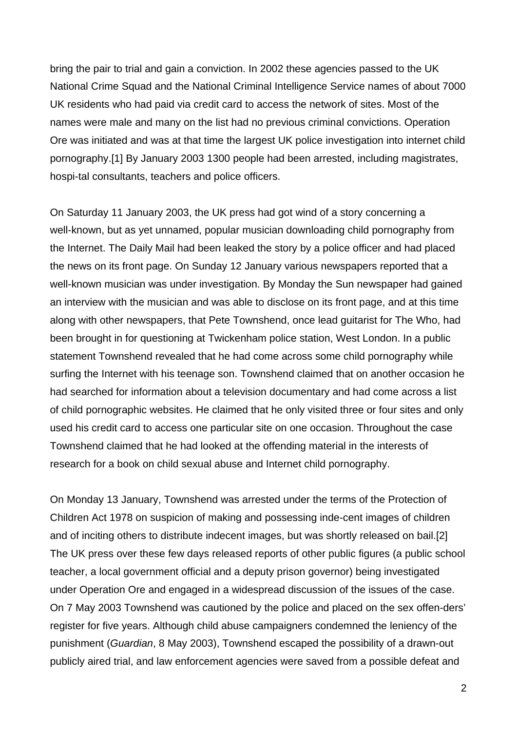bring the pair to trial and gain a conviction. In 2002 these agencies passed to the UK National Crime Squad and the National Criminal Intelligence Service names of about 7000 UK residents who had paid via credit card to access the network of sites. Most of the names were male and many on the list had no previous criminal convictions. Operation Ore was initiated and was at that time the largest UK police investigation into internet child pornography.[1] By January 2003 1300 people had been arrested, including magistrates, hospi-tal consultants, teachers and police officers.

On Saturday 11 January 2003, the UK press had got wind of a story concerning a well-known, but as yet unnamed, popular musician downloading child pornography from the Internet. The Daily Mail had been leaked the story by a police officer and had placed the news on its front page. On Sunday 12 January various newspapers reported that a well-known musician was under investigation. By Monday the Sun newspaper had gained an interview with the musician and was able to disclose on its front page, and at this time along with other newspapers, that Pete Townshend, once lead guitarist for The Who, had been brought in for questioning at Twickenham police station, West London. In a public statement Townshend revealed that he had come across some child pornography while surfing the Internet with his teenage son. Townshend claimed that on another occasion he had searched for information about a television documentary and had come across a list of child pornographic websites. He claimed that he only visited three or four sites and only used his credit card to access one particular site on one occasion. Throughout the case Townshend claimed that he had looked at the offending material in the interests of research for a book on child sexual abuse and Internet child pornography.

On Monday 13 January, Townshend was arrested under the terms of the Protection of Children Act 1978 on suspicion of making and possessing inde-cent images of children and of inciting others to distribute indecent images, but was shortly released on bail.[2] The UK press over these few days released reports of other public figures (a public school teacher, a local government official and a deputy prison governor) being investigated under Operation Ore and engaged in a widespread discussion of the issues of the case. On 7 May 2003 Townshend was cautioned by the police and placed on the sex offen-ders' register for five years. Although child abuse campaigners condemned the leniency of the punishment (*Guardian*, 8 May 2003), Townshend escaped the possibility of a drawn-out publicly aired trial, and law enforcement agencies were saved from a possible defeat and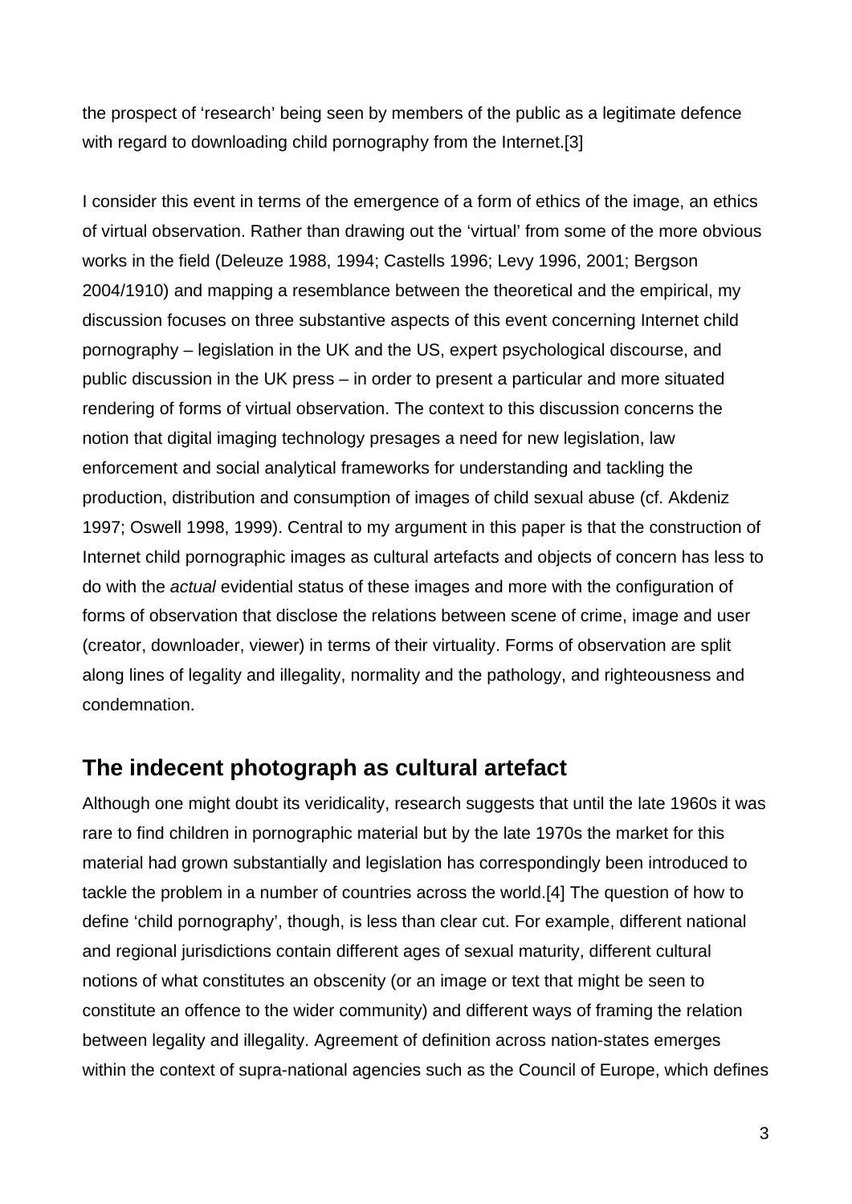the prospect of 'research' being seen by members of the public as a legitimate defence with regard to downloading child pornography from the Internet.[3]

I consider this event in terms of the emergence of a form of ethics of the image, an ethics of virtual observation. Rather than drawing out the 'virtual' from some of the more obvious works in the field (Deleuze 1988, 1994; Castells 1996; Levy 1996, 2001; Bergson 2004/1910) and mapping a resemblance between the theoretical and the empirical, my discussion focuses on three substantive aspects of this event concerning Internet child pornography – legislation in the UK and the US, expert psychological discourse, and public discussion in the UK press – in order to present a particular and more situated rendering of forms of virtual observation. The context to this discussion concerns the notion that digital imaging technology presages a need for new legislation, law enforcement and social analytical frameworks for understanding and tackling the production, distribution and consumption of images of child sexual abuse (cf. Akdeniz 1997; Oswell 1998, 1999). Central to my argument in this paper is that the construction of Internet child pornographic images as cultural artefacts and objects of concern has less to do with the *actual* evidential status of these images and more with the configuration of forms of observation that disclose the relations between scene of crime, image and user (creator, downloader, viewer) in terms of their virtuality. Forms of observation are split along lines of legality and illegality, normality and the pathology, and righteousness and condemnation.

## The indecent photograph as cultural artefact

Although one might doubt its veridicality, research suggests that until the late 1960s it was rare to find children in pornographic material but by the late 1970s the market for this material had grown substantially and legislation has correspondingly been introduced to tackle the problem in a number of countries across the world.[4] The question of how to define 'child pornography', though, is less than clear cut. For example, different national and regional jurisdictions contain different ages of sexual maturity, different cultural notions of what constitutes an obscenity (or an image or text that might be seen to constitute an offence to the wider community) and different ways of framing the relation between legality and illegality. Agreement of definition across nation-states emerges within the context of supra-national agencies such as the Council of Europe, which defines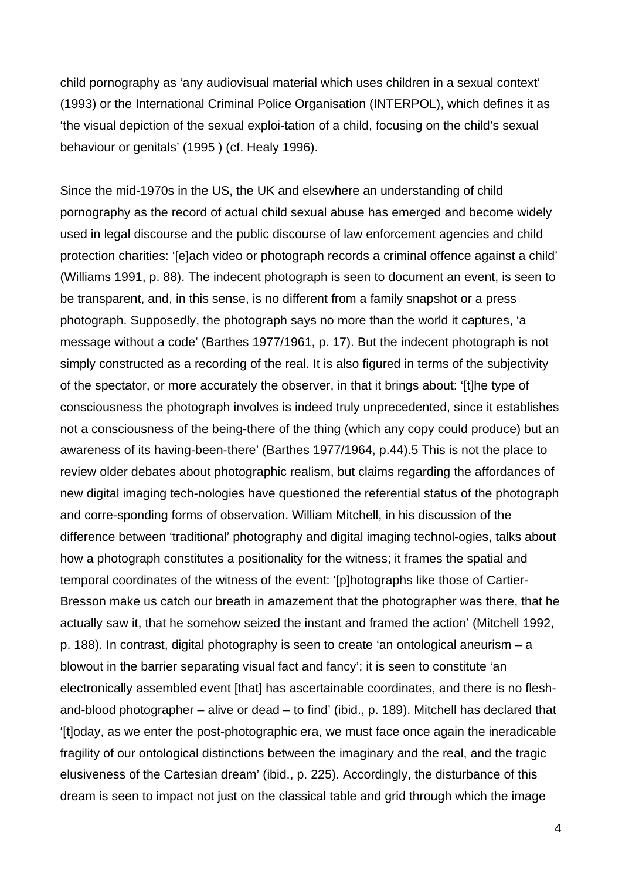child pornography as 'any audiovisual material which uses children in a sexual context' (1993) or the International Criminal Police Organisation (INTERPOL), which defines it as 'the visual depiction of the sexual exploi-tation of a child, focusing on the child's sexual behaviour or genitals' (1995 ) (cf. Healy 1996).

Since the mid-1970s in the US, the UK and elsewhere an understanding of child pornography as the record of actual child sexual abuse has emerged and become widely used in legal discourse and the public discourse of law enforcement agencies and child protection charities: '[e]ach video or photograph records a criminal offence against a child' (Williams 1991, p. 88). The indecent photograph is seen to document an event, is seen to be transparent, and, in this sense, is no different from a family snapshot or a press photograph. Supposedly, the photograph says no more than the world it captures, 'a message without a code' (Barthes 1977/1961, p. 17). But the indecent photograph is not simply constructed as a recording of the real. It is also figured in terms of the subjectivity of the spectator, or more accurately the observer, in that it brings about: '[t]he type of consciousness the photograph involves is indeed truly unprecedented, since it establishes not a consciousness of the being-there of the thing (which any copy could produce) but an awareness of its having-been-there' (Barthes 1977/1964, p.44).5 This is not the place to review older debates about photographic realism, but claims regarding the affordances of new digital imaging tech-nologies have questioned the referential status of the photograph and corre-sponding forms of observation. William Mitchell, in his discussion of the difference between 'traditional' photography and digital imaging technol-ogies, talks about how a photograph constitutes a positionality for the witness; it frames the spatial and temporal coordinates of the witness of the event: '[p]hotographs like those of Cartier-Bresson make us catch our breath in amazement that the photographer was there, that he actually saw it, that he somehow seized the instant and framed the action' (Mitchell 1992, p. 188). In contrast, digital photography is seen to create 'an ontological aneurism – a blowout in the barrier separating visual fact and fancy'; it is seen to constitute 'an electronically assembled event [that] has ascertainable coordinates, and there is no flesh-and-blood photographer – alive or dead – to find' (ibid., p. 189). Mitchell has declared that '[t]oday, as we enter the post-photographic era, we must face once again the ineradicable fragility of our ontological distinctions between the imaginary and the real, and the tragic elusiveness of the Cartesian dream' (ibid., p. 225). Accordingly, the disturbance of this dream is seen to impact not just on the classical table and grid through which the image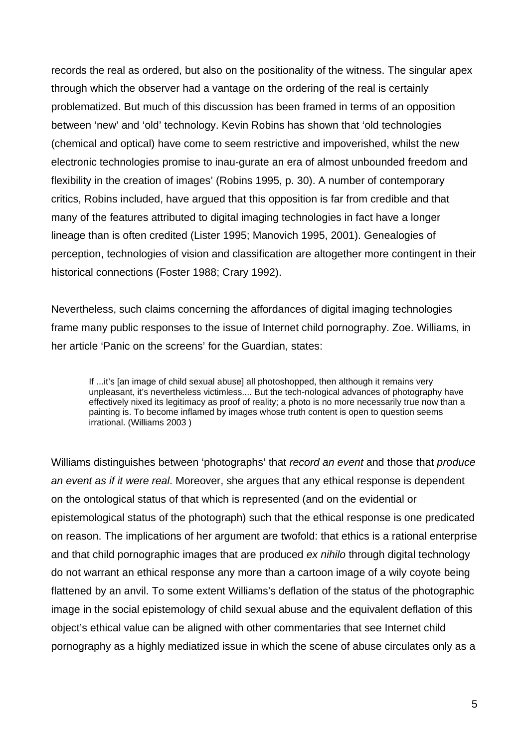records the real as ordered, but also on the positionality of the witness. The singular apex through which the observer had a vantage on the ordering of the real is certainly problematized. But much of this discussion has been framed in terms of an opposition between 'new' and 'old' technology. Kevin Robins has shown that 'old technologies (chemical and optical) have come to seem restrictive and impoverished, whilst the new electronic technologies promise to inau-gurate an era of almost unbounded freedom and flexibility in the creation of images' (Robins 1995, p. 30). A number of contemporary critics, Robins included, have argued that this opposition is far from credible and that many of the features attributed to digital imaging technologies in fact have a longer lineage than is often credited (Lister 1995; Manovich 1995, 2001). Genealogies of perception, technologies of vision and classification are altogether more contingent in their historical connections (Foster 1988; Crary 1992).

Nevertheless, such claims concerning the affordances of digital imaging technologies frame many public responses to the issue of Internet child pornography. Zoe. Williams, in her article 'Panic on the screens' for the Guardian, states:

> If ...it's [an image of child sexual abuse] all photoshopped, then although it remains very unpleasant, it's nevertheless victimless.... But the tech-nological advances of photography have effectively nixed its legitimacy as proof of reality; a photo is no more necessarily true now than a painting is. To become inflamed by images whose truth content is open to question seems irrational. (Williams 2003 )

Williams distinguishes between 'photographs' that *record an event* and those that *produce an event as if it were real*. Moreover, she argues that any ethical response is dependent on the ontological status of that which is represented (and on the evidential or epistemological status of the photograph) such that the ethical response is one predicated on reason. The implications of her argument are twofold: that ethics is a rational enterprise and that child pornographic images that are produced *ex nihilo* through digital technology do not warrant an ethical response any more than a cartoon image of a wily coyote being flattened by an anvil. To some extent Williams's deflation of the status of the photographic image in the social epistemology of child sexual abuse and the equivalent deflation of this object's ethical value can be aligned with other commentaries that see Internet child pornography as a highly mediatized issue in which the scene of abuse circulates only as a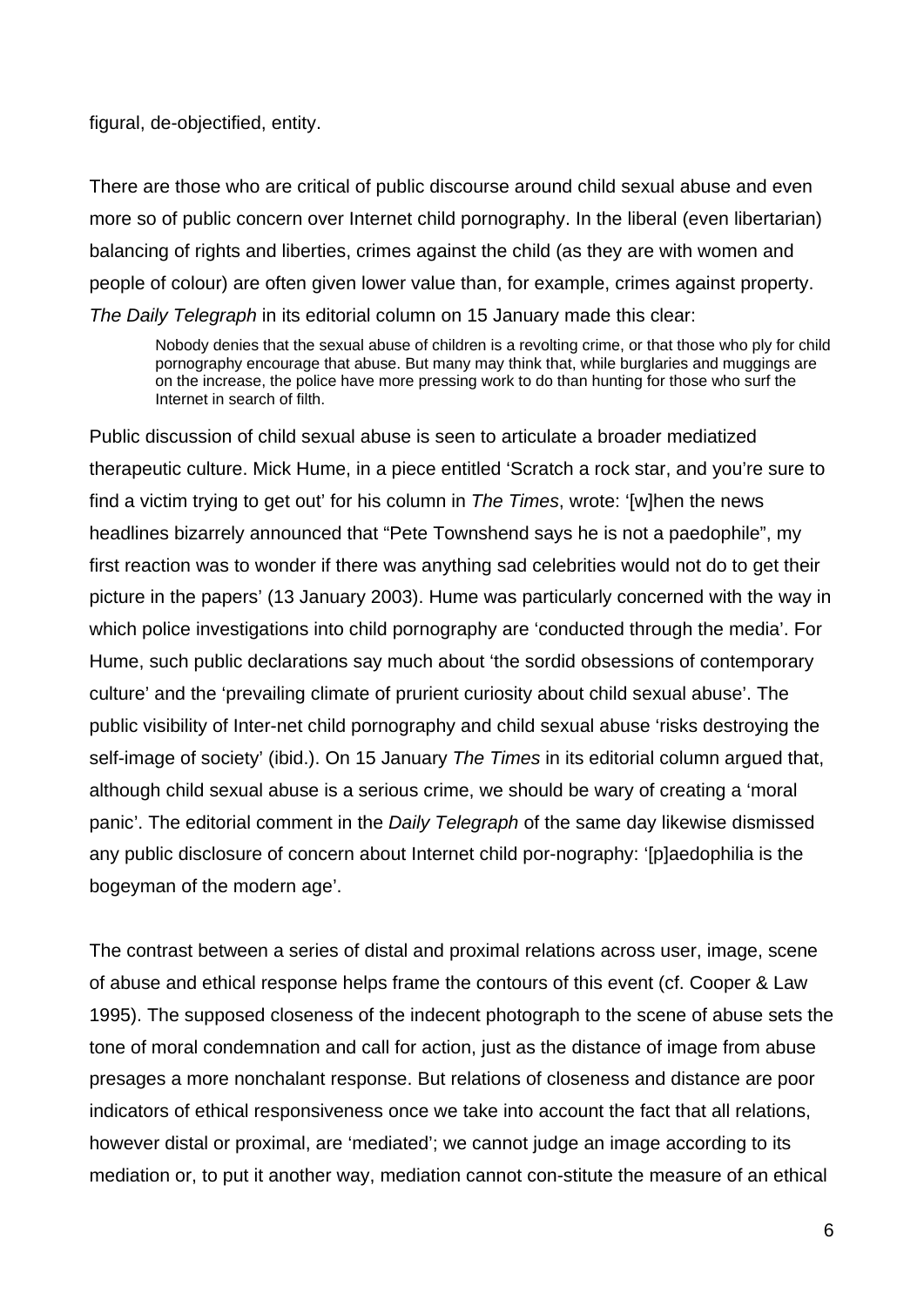figural, de-objectified, entity.

There are those who are critical of public discourse around child sexual abuse and even more so of public concern over Internet child pornography. In the liberal (even libertarian) balancing of rights and liberties, crimes against the child (as they are with women and people of colour) are often given lower value than, for example, crimes against property. *The Daily Telegraph* in its editorial column on 15 January made this clear:

> Nobody denies that the sexual abuse of children is a revolting crime, or that those who ply for child pornography encourage that abuse. But many may think that, while burglaries and muggings are on the increase, the police have more pressing work to do than hunting for those who surf the Internet in search of filth.

Public discussion of child sexual abuse is seen to articulate a broader mediatized therapeutic culture. Mick Hume, in a piece entitled 'Scratch a rock star, and you're sure to find a victim trying to get out' for his column in *The Times*, wrote: '[w]hen the news headlines bizarrely announced that "Pete Townshend says he is not a paedophile", my first reaction was to wonder if there was anything sad celebrities would not do to get their picture in the papers' (13 January 2003). Hume was particularly concerned with the way in which police investigations into child pornography are 'conducted through the media'. For Hume, such public declarations say much about 'the sordid obsessions of contemporary culture' and the 'prevailing climate of prurient curiosity about child sexual abuse'. The public visibility of Inter-net child pornography and child sexual abuse 'risks destroying the self-image of society' (ibid.). On 15 January *The Times* in its editorial column argued that, although child sexual abuse is a serious crime, we should be wary of creating a 'moral panic'. The editorial comment in the *Daily Telegraph* of the same day likewise dismissed any public disclosure of concern about Internet child por-nography: '[p]aedophilia is the bogeyman of the modern age'.

The contrast between a series of distal and proximal relations across user, image, scene of abuse and ethical response helps frame the contours of this event (cf. Cooper & Law 1995). The supposed closeness of the indecent photograph to the scene of abuse sets the tone of moral condemnation and call for action, just as the distance of image from abuse presages a more nonchalant response. But relations of closeness and distance are poor indicators of ethical responsiveness once we take into account the fact that all relations, however distal or proximal, are 'mediated'; we cannot judge an image according to its mediation or, to put it another way, mediation cannot con-stitute the measure of an ethical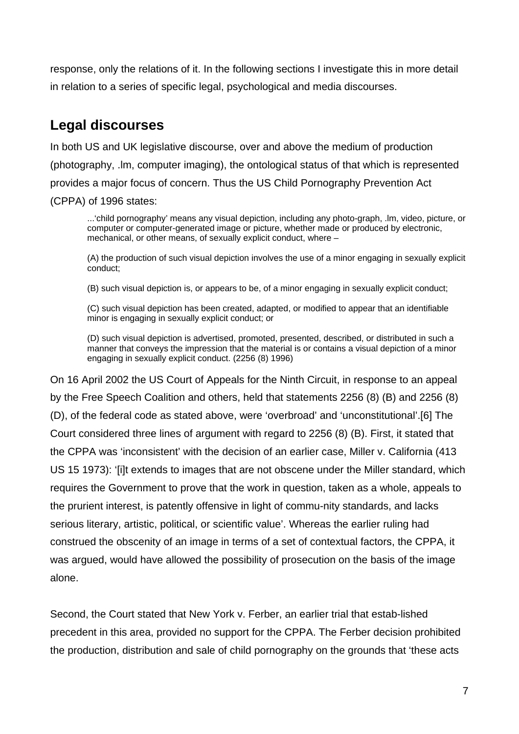response, only the relations of it. In the following sections I investigate this in more detail in relation to a series of specific legal, psychological and media discourses.

## Legal discourses

In both US and UK legislative discourse, over and above the medium of production (photography, .lm, computer imaging), the ontological status of that which is represented provides a major focus of concern. Thus the US Child Pornography Prevention Act (CPPA) of 1996 states:

> ...'child pornography' means any visual depiction, including any photo-graph, .lm, video, picture, or computer or computer-generated image or picture, whether made or produced by electronic, mechanical, or other means, of sexually explicit conduct, where –
>
> (A) the production of such visual depiction involves the use of a minor engaging in sexually explicit conduct;
>
> (B) such visual depiction is, or appears to be, of a minor engaging in sexually explicit conduct;
>
> (C) such visual depiction has been created, adapted, or modified to appear that an identifiable minor is engaging in sexually explicit conduct; or
>
> (D) such visual depiction is advertised, promoted, presented, described, or distributed in such a manner that conveys the impression that the material is or contains a visual depiction of a minor engaging in sexually explicit conduct. (2256 (8) 1996)

On 16 April 2002 the US Court of Appeals for the Ninth Circuit, in response to an appeal by the Free Speech Coalition and others, held that statements 2256 (8) (B) and 2256 (8) (D), of the federal code as stated above, were 'overbroad' and 'unconstitutional'.[6] The Court considered three lines of argument with regard to 2256 (8) (B). First, it stated that the CPPA was 'inconsistent' with the decision of an earlier case, Miller v. California (413 US 15 1973): '[i]t extends to images that are not obscene under the Miller standard, which requires the Government to prove that the work in question, taken as a whole, appeals to the prurient interest, is patently offensive in light of commu-nity standards, and lacks serious literary, artistic, political, or scientific value'. Whereas the earlier ruling had construed the obscenity of an image in terms of a set of contextual factors, the CPPA, it was argued, would have allowed the possibility of prosecution on the basis of the image alone.

Second, the Court stated that New York v. Ferber, an earlier trial that estab-lished precedent in this area, provided no support for the CPPA. The Ferber decision prohibited the production, distribution and sale of child pornography on the grounds that 'these acts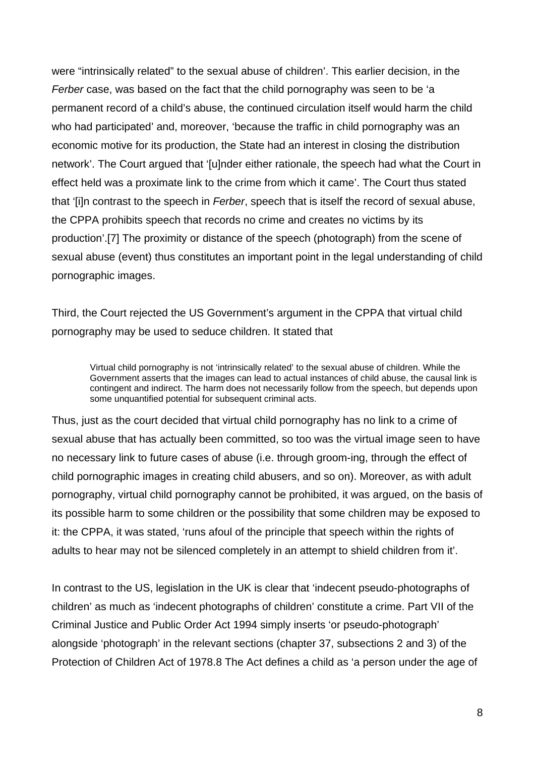were "intrinsically related" to the sexual abuse of children'. This earlier decision, in the *Ferber* case, was based on the fact that the child pornography was seen to be 'a permanent record of a child's abuse, the continued circulation itself would harm the child who had participated' and, moreover, 'because the traffic in child pornography was an economic motive for its production, the State had an interest in closing the distribution network'. The Court argued that '[u]nder either rationale, the speech had what the Court in effect held was a proximate link to the crime from which it came'. The Court thus stated that '[i]n contrast to the speech in *Ferber*, speech that is itself the record of sexual abuse, the CPPA prohibits speech that records no crime and creates no victims by its production'.[7] The proximity or distance of the speech (photograph) from the scene of sexual abuse (event) thus constitutes an important point in the legal understanding of child pornographic images.

Third, the Court rejected the US Government's argument in the CPPA that virtual child pornography may be used to seduce children. It stated that

> Virtual child pornography is not 'intrinsically related' to the sexual abuse of children. While the Government asserts that the images can lead to actual instances of child abuse, the causal link is contingent and indirect. The harm does not necessarily follow from the speech, but depends upon some unquantified potential for subsequent criminal acts.

Thus, just as the court decided that virtual child pornography has no link to a crime of sexual abuse that has actually been committed, so too was the virtual image seen to have no necessary link to future cases of abuse (i.e. through groom-ing, through the effect of child pornographic images in creating child abusers, and so on). Moreover, as with adult pornography, virtual child pornography cannot be prohibited, it was argued, on the basis of its possible harm to some children or the possibility that some children may be exposed to it: the CPPA, it was stated, 'runs afoul of the principle that speech within the rights of adults to hear may not be silenced completely in an attempt to shield children from it'.

In contrast to the US, legislation in the UK is clear that 'indecent pseudo-photographs of children' as much as 'indecent photographs of children' constitute a crime. Part VII of the Criminal Justice and Public Order Act 1994 simply inserts 'or pseudo-photograph' alongside 'photograph' in the relevant sections (chapter 37, subsections 2 and 3) of the Protection of Children Act of 1978.8 The Act defines a child as 'a person under the age of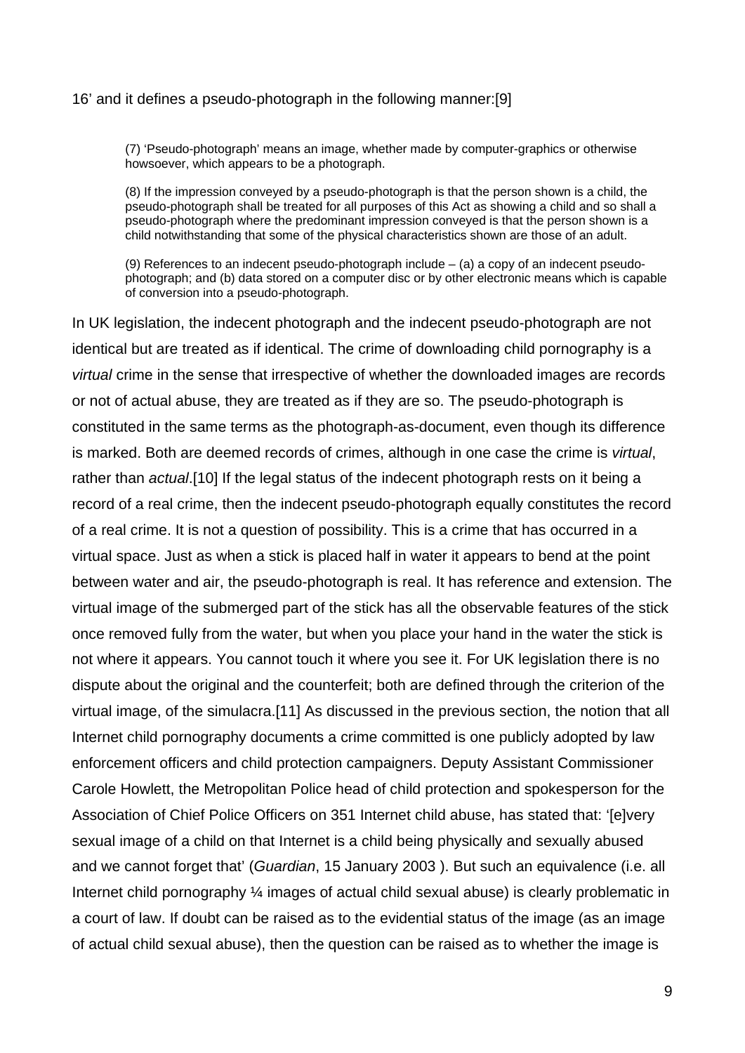16' and it defines a pseudo-photograph in the following manner:[9]

> (7) 'Pseudo-photograph' means an image, whether made by computer-graphics or otherwise howsoever, which appears to be a photograph.
>
> (8) If the impression conveyed by a pseudo-photograph is that the person shown is a child, the pseudo-photograph shall be treated for all purposes of this Act as showing a child and so shall a pseudo-photograph where the predominant impression conveyed is that the person shown is a child notwithstanding that some of the physical characteristics shown are those of an adult.
>
> (9) References to an indecent pseudo-photograph include – (a) a copy of an indecent pseudo-photograph; and (b) data stored on a computer disc or by other electronic means which is capable of conversion into a pseudo-photograph.

In UK legislation, the indecent photograph and the indecent pseudo-photograph are not identical but are treated as if identical. The crime of downloading child pornography is a *virtual* crime in the sense that irrespective of whether the downloaded images are records or not of actual abuse, they are treated as if they are so. The pseudo-photograph is constituted in the same terms as the photograph-as-document, even though its difference is marked. Both are deemed records of crimes, although in one case the crime is *virtual*, rather than *actual*.[10] If the legal status of the indecent photograph rests on it being a record of a real crime, then the indecent pseudo-photograph equally constitutes the record of a real crime. It is not a question of possibility. This is a crime that has occurred in a virtual space. Just as when a stick is placed half in water it appears to bend at the point between water and air, the pseudo-photograph is real. It has reference and extension. The virtual image of the submerged part of the stick has all the observable features of the stick once removed fully from the water, but when you place your hand in the water the stick is not where it appears. You cannot touch it where you see it. For UK legislation there is no dispute about the original and the counterfeit; both are defined through the criterion of the virtual image, of the simulacra.[11] As discussed in the previous section, the notion that all Internet child pornography documents a crime committed is one publicly adopted by law enforcement officers and child protection campaigners. Deputy Assistant Commissioner Carole Howlett, the Metropolitan Police head of child protection and spokesperson for the Association of Chief Police Officers on 351 Internet child abuse, has stated that: '[e]very sexual image of a child on that Internet is a child being physically and sexually abused and we cannot forget that' (*Guardian*, 15 January 2003 ). But such an equivalence (i.e. all Internet child pornography ¼ images of actual child sexual abuse) is clearly problematic in a court of law. If doubt can be raised as to the evidential status of the image (as an image of actual child sexual abuse), then the question can be raised as to whether the image is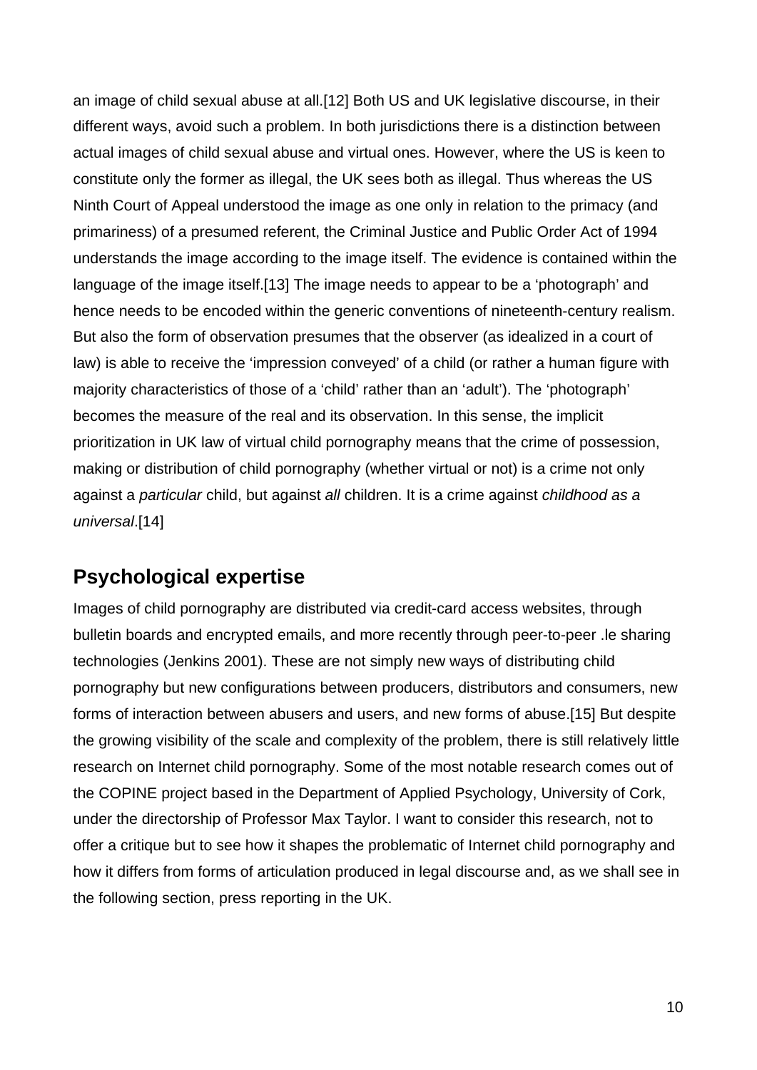an image of child sexual abuse at all.[12] Both US and UK legislative discourse, in their different ways, avoid such a problem. In both jurisdictions there is a distinction between actual images of child sexual abuse and virtual ones. However, where the US is keen to constitute only the former as illegal, the UK sees both as illegal. Thus whereas the US Ninth Court of Appeal understood the image as one only in relation to the primacy (and primariness) of a presumed referent, the Criminal Justice and Public Order Act of 1994 understands the image according to the image itself. The evidence is contained within the language of the image itself.[13] The image needs to appear to be a 'photograph' and hence needs to be encoded within the generic conventions of nineteenth-century realism. But also the form of observation presumes that the observer (as idealized in a court of law) is able to receive the 'impression conveyed' of a child (or rather a human figure with majority characteristics of those of a 'child' rather than an 'adult'). The 'photograph' becomes the measure of the real and its observation. In this sense, the implicit prioritization in UK law of virtual child pornography means that the crime of possession, making or distribution of child pornography (whether virtual or not) is a crime not only against a *particular* child, but against *all* children. It is a crime against *childhood as a universal*.[14]

## Psychological expertise

Images of child pornography are distributed via credit-card access websites, through bulletin boards and encrypted emails, and more recently through peer-to-peer .le sharing technologies (Jenkins 2001). These are not simply new ways of distributing child pornography but new configurations between producers, distributors and consumers, new forms of interaction between abusers and users, and new forms of abuse.[15] But despite the growing visibility of the scale and complexity of the problem, there is still relatively little research on Internet child pornography. Some of the most notable research comes out of the COPINE project based in the Department of Applied Psychology, University of Cork, under the directorship of Professor Max Taylor. I want to consider this research, not to offer a critique but to see how it shapes the problematic of Internet child pornography and how it differs from forms of articulation produced in legal discourse and, as we shall see in the following section, press reporting in the UK.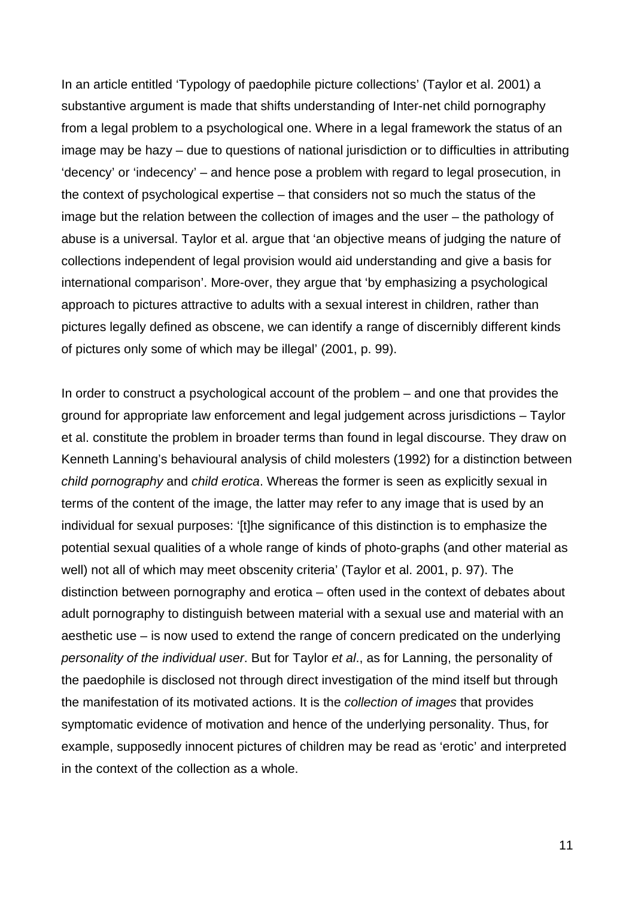In an article entitled 'Typology of paedophile picture collections' (Taylor et al. 2001) a substantive argument is made that shifts understanding of Inter-net child pornography from a legal problem to a psychological one. Where in a legal framework the status of an image may be hazy – due to questions of national jurisdiction or to difficulties in attributing 'decency' or 'indecency' – and hence pose a problem with regard to legal prosecution, in the context of psychological expertise – that considers not so much the status of the image but the relation between the collection of images and the user – the pathology of abuse is a universal. Taylor et al. argue that 'an objective means of judging the nature of collections independent of legal provision would aid understanding and give a basis for international comparison'. More-over, they argue that 'by emphasizing a psychological approach to pictures attractive to adults with a sexual interest in children, rather than pictures legally defined as obscene, we can identify a range of discernibly different kinds of pictures only some of which may be illegal' (2001, p. 99).

In order to construct a psychological account of the problem – and one that provides the ground for appropriate law enforcement and legal judgement across jurisdictions – Taylor et al. constitute the problem in broader terms than found in legal discourse. They draw on Kenneth Lanning's behavioural analysis of child molesters (1992) for a distinction between *child pornography* and *child erotica*. Whereas the former is seen as explicitly sexual in terms of the content of the image, the latter may refer to any image that is used by an individual for sexual purposes: '[t]he significance of this distinction is to emphasize the potential sexual qualities of a whole range of kinds of photo-graphs (and other material as well) not all of which may meet obscenity criteria' (Taylor et al. 2001, p. 97). The distinction between pornography and erotica – often used in the context of debates about adult pornography to distinguish between material with a sexual use and material with an aesthetic use – is now used to extend the range of concern predicated on the underlying *personality of the individual user*. But for Taylor *et al*., as for Lanning, the personality of the paedophile is disclosed not through direct investigation of the mind itself but through the manifestation of its motivated actions. It is the *collection of images* that provides symptomatic evidence of motivation and hence of the underlying personality. Thus, for example, supposedly innocent pictures of children may be read as 'erotic' and interpreted in the context of the collection as a whole.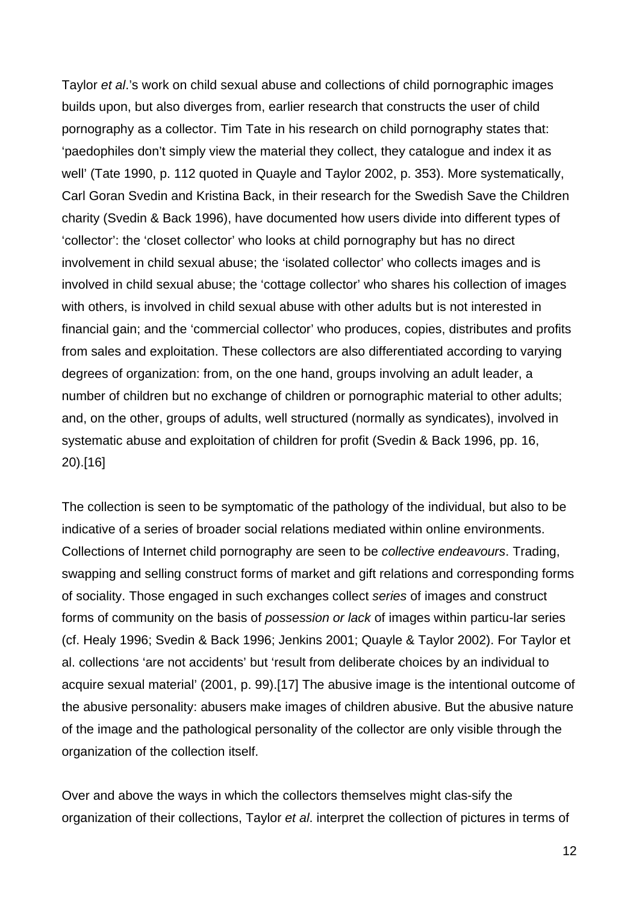Taylor *et al*.'s work on child sexual abuse and collections of child pornographic images builds upon, but also diverges from, earlier research that constructs the user of child pornography as a collector. Tim Tate in his research on child pornography states that: 'paedophiles don't simply view the material they collect, they catalogue and index it as well' (Tate 1990, p. 112 quoted in Quayle and Taylor 2002, p. 353). More systematically, Carl Goran Svedin and Kristina Back, in their research for the Swedish Save the Children charity (Svedin & Back 1996), have documented how users divide into different types of 'collector': the 'closet collector' who looks at child pornography but has no direct involvement in child sexual abuse; the 'isolated collector' who collects images and is involved in child sexual abuse; the 'cottage collector' who shares his collection of images with others, is involved in child sexual abuse with other adults but is not interested in financial gain; and the 'commercial collector' who produces, copies, distributes and profits from sales and exploitation. These collectors are also differentiated according to varying degrees of organization: from, on the one hand, groups involving an adult leader, a number of children but no exchange of children or pornographic material to other adults; and, on the other, groups of adults, well structured (normally as syndicates), involved in systematic abuse and exploitation of children for profit (Svedin & Back 1996, pp. 16, 20).[16]

The collection is seen to be symptomatic of the pathology of the individual, but also to be indicative of a series of broader social relations mediated within online environments. Collections of Internet child pornography are seen to be *collective endeavours*. Trading, swapping and selling construct forms of market and gift relations and corresponding forms of sociality. Those engaged in such exchanges collect *series* of images and construct forms of community on the basis of *possession or lack* of images within particu-lar series (cf. Healy 1996; Svedin & Back 1996; Jenkins 2001; Quayle & Taylor 2002). For Taylor et al. collections 'are not accidents' but 'result from deliberate choices by an individual to acquire sexual material' (2001, p. 99).[17] The abusive image is the intentional outcome of the abusive personality: abusers make images of children abusive. But the abusive nature of the image and the pathological personality of the collector are only visible through the organization of the collection itself.

Over and above the ways in which the collectors themselves might clas-sify the organization of their collections, Taylor *et al*. interpret the collection of pictures in terms of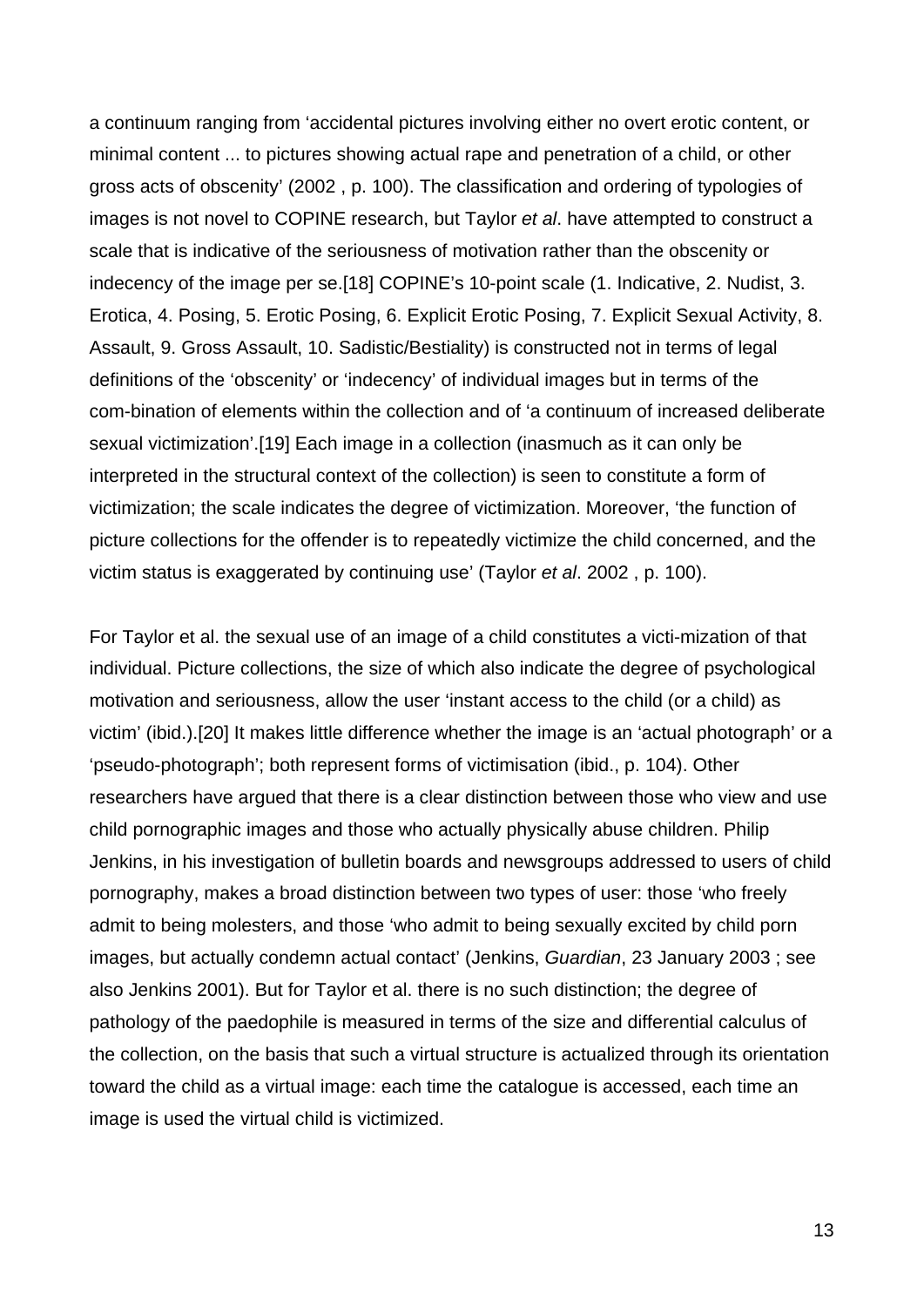a continuum ranging from 'accidental pictures involving either no overt erotic content, or minimal content ... to pictures showing actual rape and penetration of a child, or other gross acts of obscenity' (2002 , p. 100). The classification and ordering of typologies of images is not novel to COPINE research, but Taylor *et al*. have attempted to construct a scale that is indicative of the seriousness of motivation rather than the obscenity or indecency of the image per se.[18] COPINE's 10-point scale (1. Indicative, 2. Nudist, 3. Erotica, 4. Posing, 5. Erotic Posing, 6. Explicit Erotic Posing, 7. Explicit Sexual Activity, 8. Assault, 9. Gross Assault, 10. Sadistic/Bestiality) is constructed not in terms of legal definitions of the 'obscenity' or 'indecency' of individual images but in terms of the com-bination of elements within the collection and of 'a continuum of increased deliberate sexual victimization'.[19] Each image in a collection (inasmuch as it can only be interpreted in the structural context of the collection) is seen to constitute a form of victimization; the scale indicates the degree of victimization. Moreover, 'the function of picture collections for the offender is to repeatedly victimize the child concerned, and the victim status is exaggerated by continuing use' (Taylor *et al*. 2002 , p. 100).

For Taylor et al. the sexual use of an image of a child constitutes a victi-mization of that individual. Picture collections, the size of which also indicate the degree of psychological motivation and seriousness, allow the user 'instant access to the child (or a child) as victim' (ibid.).[20] It makes little difference whether the image is an 'actual photograph' or a 'pseudo-photograph'; both represent forms of victimisation (ibid., p. 104). Other researchers have argued that there is a clear distinction between those who view and use child pornographic images and those who actually physically abuse children. Philip Jenkins, in his investigation of bulletin boards and newsgroups addressed to users of child pornography, makes a broad distinction between two types of user: those 'who freely admit to being molesters, and those 'who admit to being sexually excited by child porn images, but actually condemn actual contact' (Jenkins, *Guardian*, 23 January 2003 ; see also Jenkins 2001). But for Taylor et al. there is no such distinction; the degree of pathology of the paedophile is measured in terms of the size and differential calculus of the collection, on the basis that such a virtual structure is actualized through its orientation toward the child as a virtual image: each time the catalogue is accessed, each time an image is used the virtual child is victimized.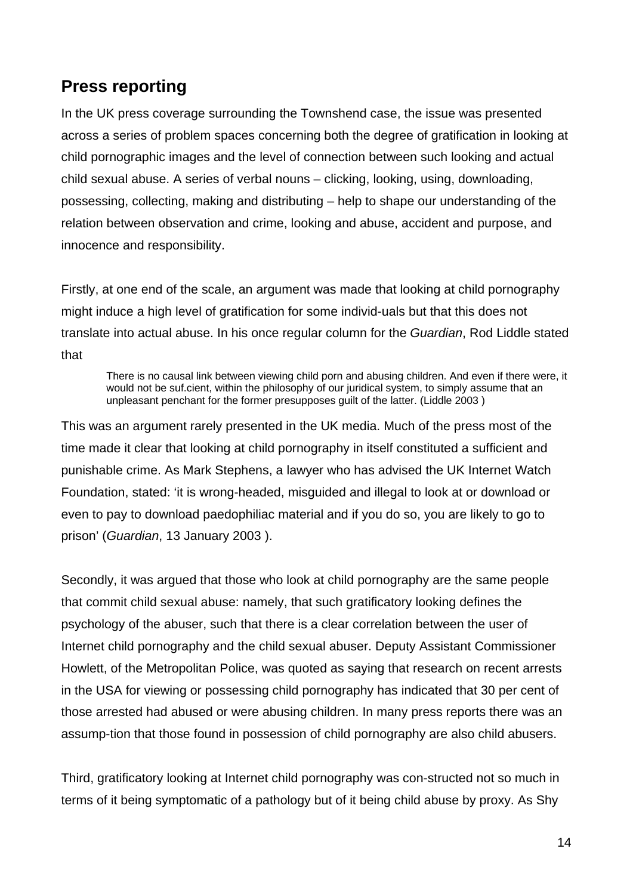## Press reporting

In the UK press coverage surrounding the Townshend case, the issue was presented across a series of problem spaces concerning both the degree of gratification in looking at child pornographic images and the level of connection between such looking and actual child sexual abuse. A series of verbal nouns – clicking, looking, using, downloading, possessing, collecting, making and distributing – help to shape our understanding of the relation between observation and crime, looking and abuse, accident and purpose, and innocence and responsibility.

Firstly, at one end of the scale, an argument was made that looking at child pornography might induce a high level of gratification for some individ-uals but that this does not translate into actual abuse. In his once regular column for the *Guardian*, Rod Liddle stated that

> There is no causal link between viewing child porn and abusing children. And even if there were, it would not be suf.cient, within the philosophy of our juridical system, to simply assume that an unpleasant penchant for the former presupposes guilt of the latter. (Liddle 2003 )

This was an argument rarely presented in the UK media. Much of the press most of the time made it clear that looking at child pornography in itself constituted a sufficient and punishable crime. As Mark Stephens, a lawyer who has advised the UK Internet Watch Foundation, stated: 'it is wrong-headed, misguided and illegal to look at or download or even to pay to download paedophiliac material and if you do so, you are likely to go to prison' (*Guardian*, 13 January 2003 ).

Secondly, it was argued that those who look at child pornography are the same people that commit child sexual abuse: namely, that such gratificatory looking defines the psychology of the abuser, such that there is a clear correlation between the user of Internet child pornography and the child sexual abuser. Deputy Assistant Commissioner Howlett, of the Metropolitan Police, was quoted as saying that research on recent arrests in the USA for viewing or possessing child pornography has indicated that 30 per cent of those arrested had abused or were abusing children. In many press reports there was an assump-tion that those found in possession of child pornography are also child abusers.

Third, gratificatory looking at Internet child pornography was con-structed not so much in terms of it being symptomatic of a pathology but of it being child abuse by proxy. As Shy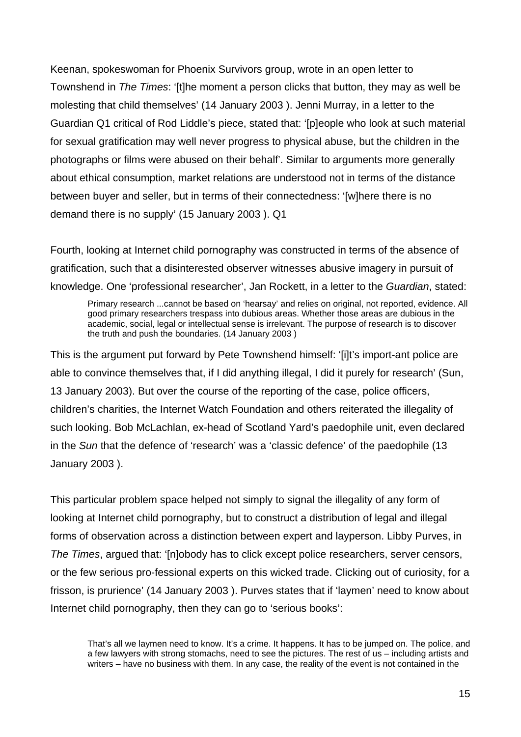Keenan, spokeswoman for Phoenix Survivors group, wrote in an open letter to Townshend in *The Times*: '[t]he moment a person clicks that button, they may as well be molesting that child themselves' (14 January 2003 ). Jenni Murray, in a letter to the Guardian Q1 critical of Rod Liddle's piece, stated that: '[p]eople who look at such material for sexual gratification may well never progress to physical abuse, but the children in the photographs or films were abused on their behalf'. Similar to arguments more generally about ethical consumption, market relations are understood not in terms of the distance between buyer and seller, but in terms of their connectedness: '[w]here there is no demand there is no supply' (15 January 2003 ). Q1

Fourth, looking at Internet child pornography was constructed in terms of the absence of gratification, such that a disinterested observer witnesses abusive imagery in pursuit of knowledge. One 'professional researcher', Jan Rockett, in a letter to the *Guardian*, stated:

> Primary research ...cannot be based on 'hearsay' and relies on original, not reported, evidence. All good primary researchers trespass into dubious areas. Whether those areas are dubious in the academic, social, legal or intellectual sense is irrelevant. The purpose of research is to discover the truth and push the boundaries. (14 January 2003 )

This is the argument put forward by Pete Townshend himself: '[i]t's import-ant police are able to convince themselves that, if I did anything illegal, I did it purely for research' (Sun, 13 January 2003). But over the course of the reporting of the case, police officers, children's charities, the Internet Watch Foundation and others reiterated the illegality of such looking. Bob McLachlan, ex-head of Scotland Yard's paedophile unit, even declared in the *Sun* that the defence of 'research' was a 'classic defence' of the paedophile (13 January 2003 ).

This particular problem space helped not simply to signal the illegality of any form of looking at Internet child pornography, but to construct a distribution of legal and illegal forms of observation across a distinction between expert and layperson. Libby Purves, in *The Times*, argued that: '[n]obody has to click except police researchers, server censors, or the few serious pro-fessional experts on this wicked trade. Clicking out of curiosity, for a frisson, is prurience' (14 January 2003 ). Purves states that if 'laymen' need to know about Internet child pornography, then they can go to 'serious books':

> That's all we laymen need to know. It's a crime. It happens. It has to be jumped on. The police, and a few lawyers with strong stomachs, need to see the pictures. The rest of us – including artists and writers – have no business with them. In any case, the reality of the event is not contained in the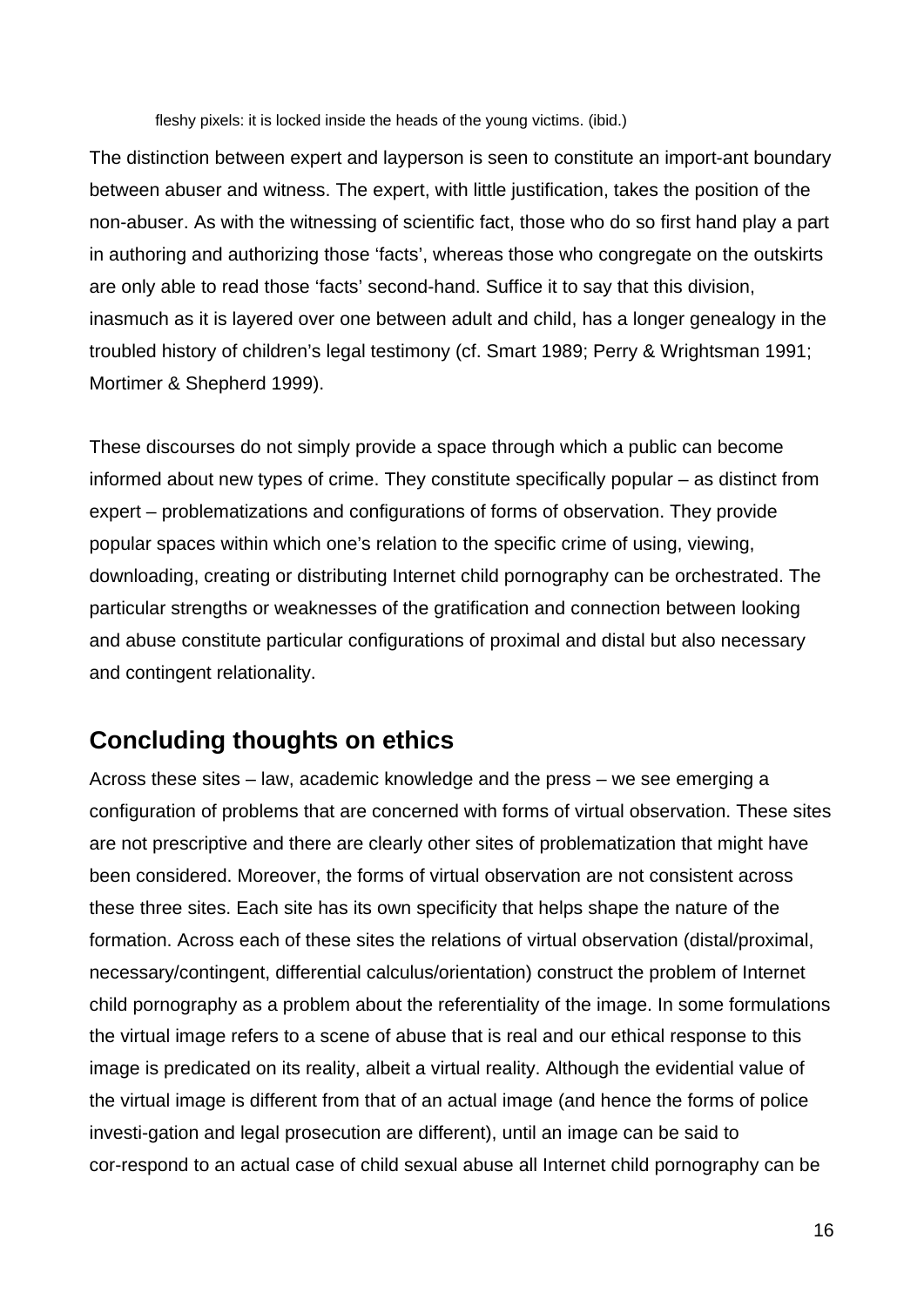> fleshy pixels: it is locked inside the heads of the young victims. (ibid.)

The distinction between expert and layperson is seen to constitute an import-ant boundary between abuser and witness. The expert, with little justification, takes the position of the non-abuser. As with the witnessing of scientific fact, those who do so first hand play a part in authoring and authorizing those 'facts', whereas those who congregate on the outskirts are only able to read those 'facts' second-hand. Suffice it to say that this division, inasmuch as it is layered over one between adult and child, has a longer genealogy in the troubled history of children's legal testimony (cf. Smart 1989; Perry & Wrightsman 1991; Mortimer & Shepherd 1999).

These discourses do not simply provide a space through which a public can become informed about new types of crime. They constitute specifically popular – as distinct from expert – problematizations and configurations of forms of observation. They provide popular spaces within which one's relation to the specific crime of using, viewing, downloading, creating or distributing Internet child pornography can be orchestrated. The particular strengths or weaknesses of the gratification and connection between looking and abuse constitute particular configurations of proximal and distal but also necessary and contingent relationality.

## Concluding thoughts on ethics

Across these sites – law, academic knowledge and the press – we see emerging a configuration of problems that are concerned with forms of virtual observation. These sites are not prescriptive and there are clearly other sites of problematization that might have been considered. Moreover, the forms of virtual observation are not consistent across these three sites. Each site has its own specificity that helps shape the nature of the formation. Across each of these sites the relations of virtual observation (distal/proximal, necessary/contingent, differential calculus/orientation) construct the problem of Internet child pornography as a problem about the referentiality of the image. In some formulations the virtual image refers to a scene of abuse that is real and our ethical response to this image is predicated on its reality, albeit a virtual reality. Although the evidential value of the virtual image is different from that of an actual image (and hence the forms of police investi-gation and legal prosecution are different), until an image can be said to cor-respond to an actual case of child sexual abuse all Internet child pornography can be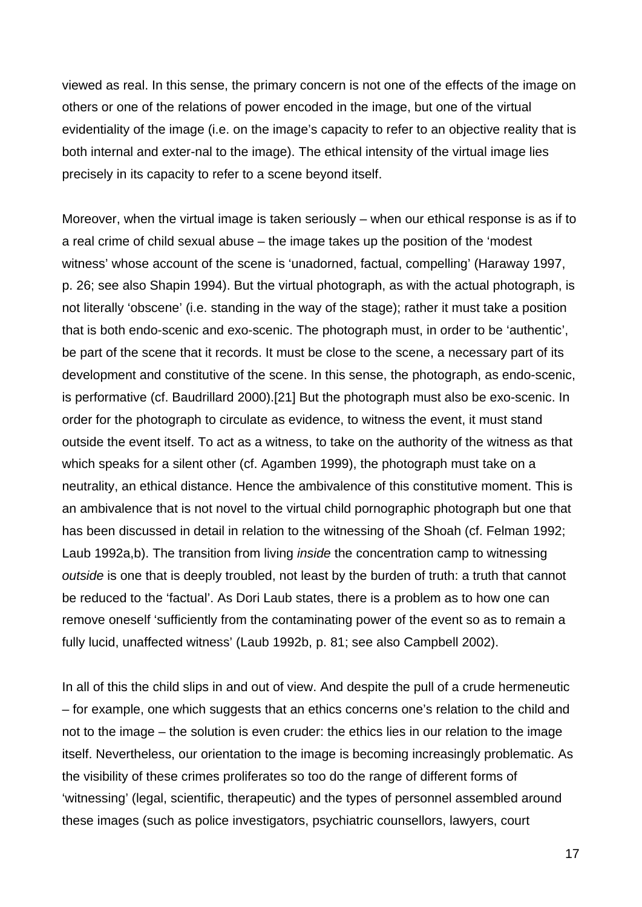viewed as real. In this sense, the primary concern is not one of the effects of the image on others or one of the relations of power encoded in the image, but one of the virtual evidentiality of the image (i.e. on the image's capacity to refer to an objective reality that is both internal and exter-nal to the image). The ethical intensity of the virtual image lies precisely in its capacity to refer to a scene beyond itself.

Moreover, when the virtual image is taken seriously – when our ethical response is as if to a real crime of child sexual abuse – the image takes up the position of the 'modest witness' whose account of the scene is 'unadorned, factual, compelling' (Haraway 1997, p. 26; see also Shapin 1994). But the virtual photograph, as with the actual photograph, is not literally 'obscene' (i.e. standing in the way of the stage); rather it must take a position that is both endo-scenic and exo-scenic. The photograph must, in order to be 'authentic', be part of the scene that it records. It must be close to the scene, a necessary part of its development and constitutive of the scene. In this sense, the photograph, as endo-scenic, is performative (cf. Baudrillard 2000).[21] But the photograph must also be exo-scenic. In order for the photograph to circulate as evidence, to witness the event, it must stand outside the event itself. To act as a witness, to take on the authority of the witness as that which speaks for a silent other (cf. Agamben 1999), the photograph must take on a neutrality, an ethical distance. Hence the ambivalence of this constitutive moment. This is an ambivalence that is not novel to the virtual child pornographic photograph but one that has been discussed in detail in relation to the witnessing of the Shoah (cf. Felman 1992; Laub 1992a,b). The transition from living *inside* the concentration camp to witnessing *outside* is one that is deeply troubled, not least by the burden of truth: a truth that cannot be reduced to the 'factual'. As Dori Laub states, there is a problem as to how one can remove oneself 'sufficiently from the contaminating power of the event so as to remain a fully lucid, unaffected witness' (Laub 1992b, p. 81; see also Campbell 2002).

In all of this the child slips in and out of view. And despite the pull of a crude hermeneutic – for example, one which suggests that an ethics concerns one's relation to the child and not to the image – the solution is even cruder: the ethics lies in our relation to the image itself. Nevertheless, our orientation to the image is becoming increasingly problematic. As the visibility of these crimes proliferates so too do the range of different forms of 'witnessing' (legal, scientific, therapeutic) and the types of personnel assembled around these images (such as police investigators, psychiatric counsellors, lawyers, court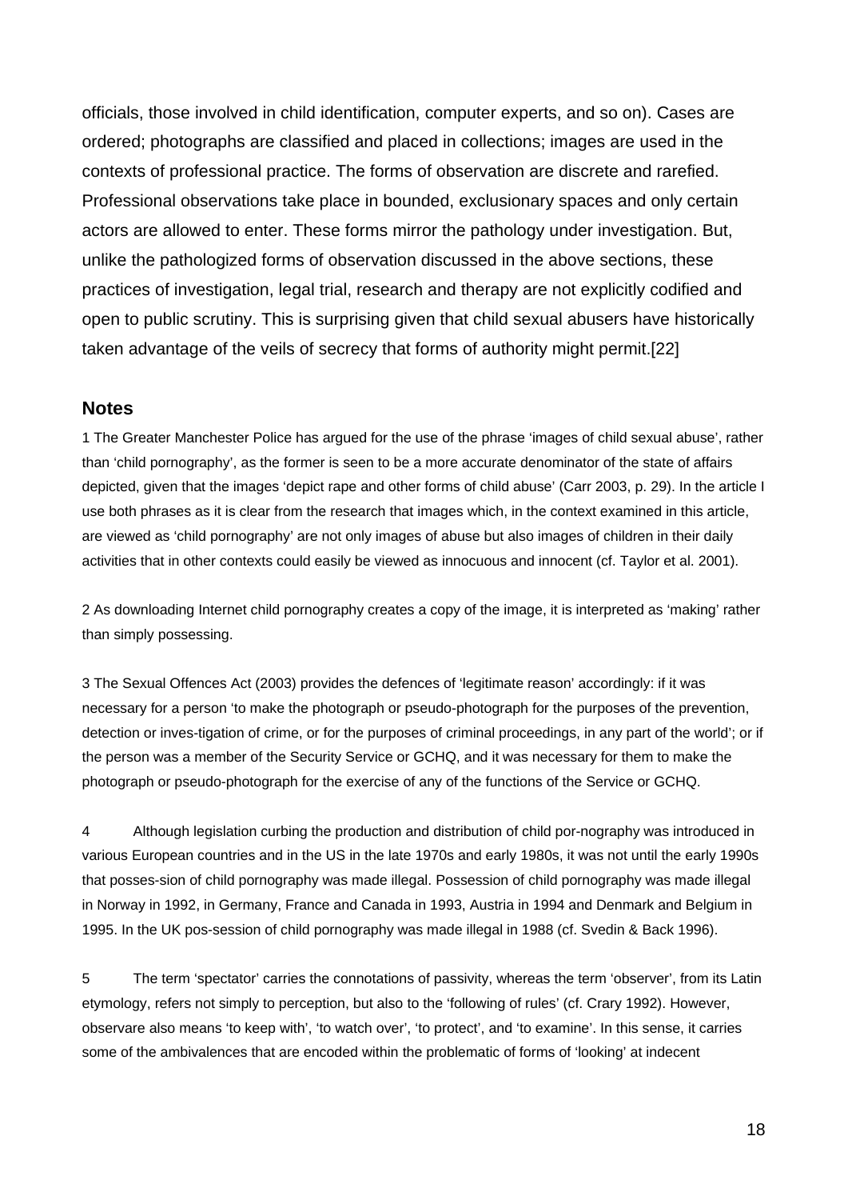officials, those involved in child identification, computer experts, and so on). Cases are ordered; photographs are classified and placed in collections; images are used in the contexts of professional practice. The forms of observation are discrete and rarefied. Professional observations take place in bounded, exclusionary spaces and only certain actors are allowed to enter. These forms mirror the pathology under investigation. But, unlike the pathologized forms of observation discussed in the above sections, these practices of investigation, legal trial, research and therapy are not explicitly codified and open to public scrutiny. This is surprising given that child sexual abusers have historically taken advantage of the veils of secrecy that forms of authority might permit.[22]

## Notes

1 The Greater Manchester Police has argued for the use of the phrase 'images of child sexual abuse', rather than 'child pornography', as the former is seen to be a more accurate denominator of the state of affairs depicted, given that the images 'depict rape and other forms of child abuse' (Carr 2003, p. 29). In the article I use both phrases as it is clear from the research that images which, in the context examined in this article, are viewed as 'child pornography' are not only images of abuse but also images of children in their daily activities that in other contexts could easily be viewed as innocuous and innocent (cf. Taylor et al. 2001).

2 As downloading Internet child pornography creates a copy of the image, it is interpreted as 'making' rather than simply possessing.

3 The Sexual Offences Act (2003) provides the defences of 'legitimate reason' accordingly: if it was necessary for a person 'to make the photograph or pseudo-photograph for the purposes of the prevention, detection or inves-tigation of crime, or for the purposes of criminal proceedings, in any part of the world'; or if the person was a member of the Security Service or GCHQ, and it was necessary for them to make the photograph or pseudo-photograph for the exercise of any of the functions of the Service or GCHQ.

4 Although legislation curbing the production and distribution of child por-nography was introduced in various European countries and in the US in the late 1970s and early 1980s, it was not until the early 1990s that posses-sion of child pornography was made illegal. Possession of child pornography was made illegal in Norway in 1992, in Germany, France and Canada in 1993, Austria in 1994 and Denmark and Belgium in 1995. In the UK pos-session of child pornography was made illegal in 1988 (cf. Svedin & Back 1996).

5 The term 'spectator' carries the connotations of passivity, whereas the term 'observer', from its Latin etymology, refers not simply to perception, but also to the 'following of rules' (cf. Crary 1992). However, observare also means 'to keep with', 'to watch over', 'to protect', and 'to examine'. In this sense, it carries some of the ambivalences that are encoded within the problematic of forms of 'looking' at indecent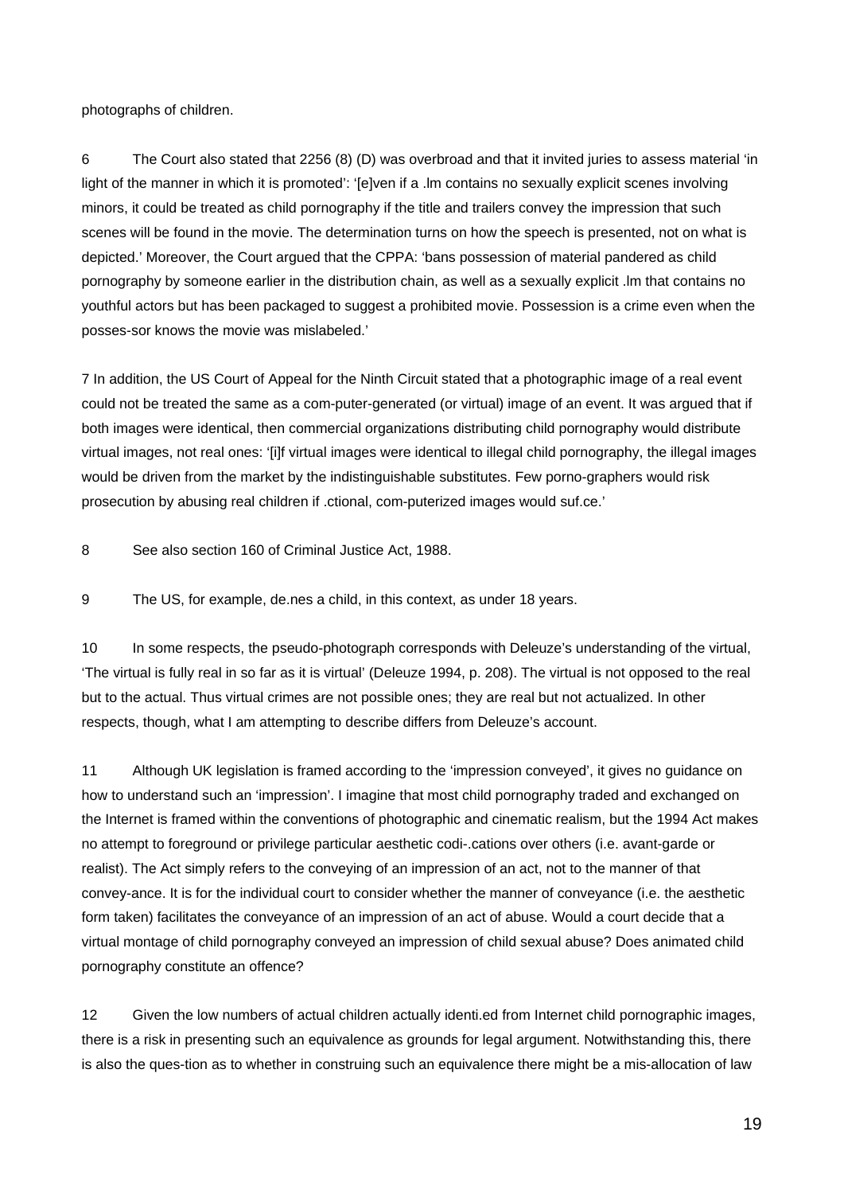photographs of children.

6 The Court also stated that 2256 (8) (D) was overbroad and that it invited juries to assess material 'in light of the manner in which it is promoted': '[e]ven if a .lm contains no sexually explicit scenes involving minors, it could be treated as child pornography if the title and trailers convey the impression that such scenes will be found in the movie. The determination turns on how the speech is presented, not on what is depicted.' Moreover, the Court argued that the CPPA: 'bans possession of material pandered as child pornography by someone earlier in the distribution chain, as well as a sexually explicit .lm that contains no youthful actors but has been packaged to suggest a prohibited movie. Possession is a crime even when the posses-sor knows the movie was mislabeled.'

7 In addition, the US Court of Appeal for the Ninth Circuit stated that a photographic image of a real event could not be treated the same as a com-puter-generated (or virtual) image of an event. It was argued that if both images were identical, then commercial organizations distributing child pornography would distribute virtual images, not real ones: '[i]f virtual images were identical to illegal child pornography, the illegal images would be driven from the market by the indistinguishable substitutes. Few porno-graphers would risk prosecution by abusing real children if .ctional, com-puterized images would suf.ce.'

8 See also section 160 of Criminal Justice Act, 1988.

9 The US, for example, de.nes a child, in this context, as under 18 years.

10 In some respects, the pseudo-photograph corresponds with Deleuze's understanding of the virtual, 'The virtual is fully real in so far as it is virtual' (Deleuze 1994, p. 208). The virtual is not opposed to the real but to the actual. Thus virtual crimes are not possible ones; they are real but not actualized. In other respects, though, what I am attempting to describe differs from Deleuze's account.

11 Although UK legislation is framed according to the 'impression conveyed', it gives no guidance on how to understand such an 'impression'. I imagine that most child pornography traded and exchanged on the Internet is framed within the conventions of photographic and cinematic realism, but the 1994 Act makes no attempt to foreground or privilege particular aesthetic codi-.cations over others (i.e. avant-garde or realist). The Act simply refers to the conveying of an impression of an act, not to the manner of that convey-ance. It is for the individual court to consider whether the manner of conveyance (i.e. the aesthetic form taken) facilitates the conveyance of an impression of an act of abuse. Would a court decide that a virtual montage of child pornography conveyed an impression of child sexual abuse? Does animated child pornography constitute an offence?

12 Given the low numbers of actual children actually identi.ed from Internet child pornographic images, there is a risk in presenting such an equivalence as grounds for legal argument. Notwithstanding this, there is also the ques-tion as to whether in construing such an equivalence there might be a mis-allocation of law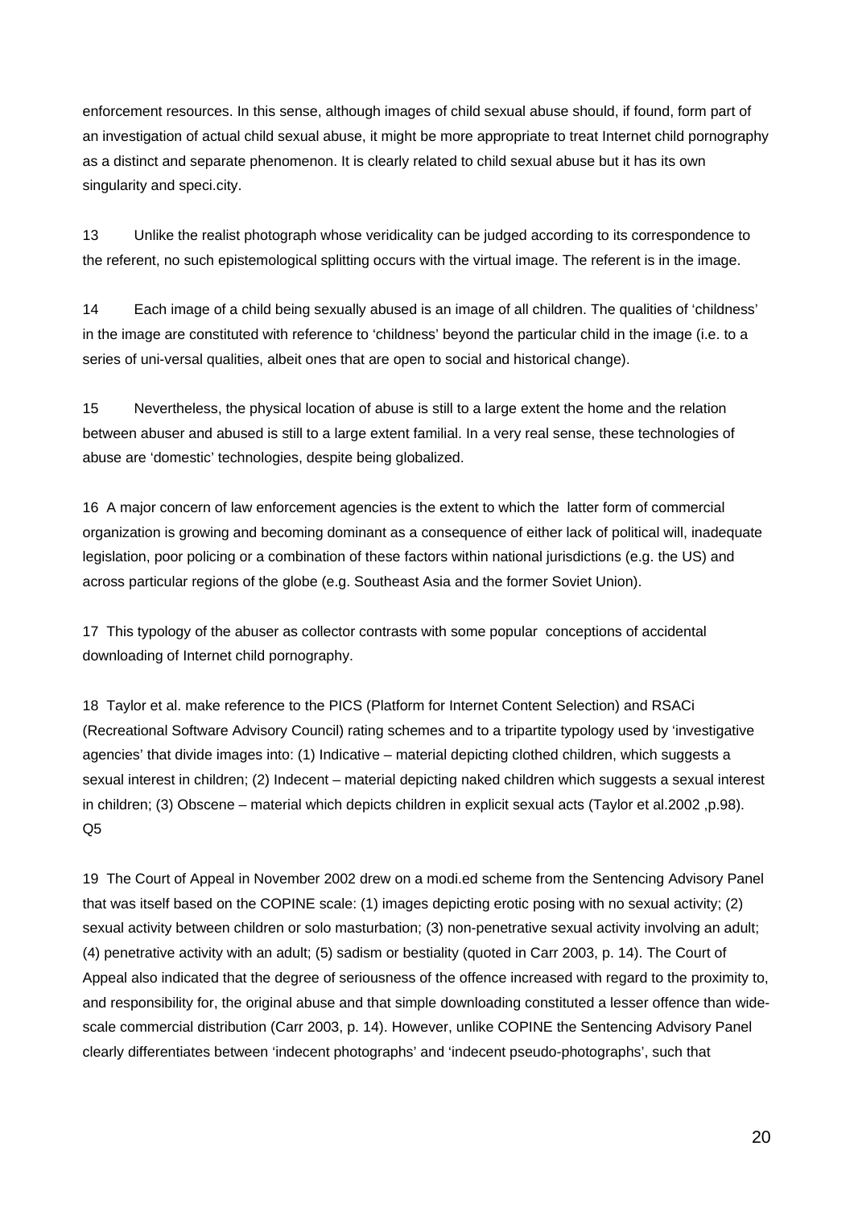enforcement resources. In this sense, although images of child sexual abuse should, if found, form part of an investigation of actual child sexual abuse, it might be more appropriate to treat Internet child pornography as a distinct and separate phenomenon. It is clearly related to child sexual abuse but it has its own singularity and speci.city.

13 Unlike the realist photograph whose veridicality can be judged according to its correspondence to the referent, no such epistemological splitting occurs with the virtual image. The referent is in the image.

14 Each image of a child being sexually abused is an image of all children. The qualities of 'childness' in the image are constituted with reference to 'childness' beyond the particular child in the image (i.e. to a series of uni-versal qualities, albeit ones that are open to social and historical change).

15 Nevertheless, the physical location of abuse is still to a large extent the home and the relation between abuser and abused is still to a large extent familial. In a very real sense, these technologies of abuse are 'domestic' technologies, despite being globalized.

16 A major concern of law enforcement agencies is the extent to which the latter form of commercial organization is growing and becoming dominant as a consequence of either lack of political will, inadequate legislation, poor policing or a combination of these factors within national jurisdictions (e.g. the US) and across particular regions of the globe (e.g. Southeast Asia and the former Soviet Union).

17 This typology of the abuser as collector contrasts with some popular conceptions of accidental downloading of Internet child pornography.

18 Taylor et al. make reference to the PICS (Platform for Internet Content Selection) and RSACi (Recreational Software Advisory Council) rating schemes and to a tripartite typology used by 'investigative agencies' that divide images into: (1) Indicative – material depicting clothed children, which suggests a sexual interest in children; (2) Indecent – material depicting naked children which suggests a sexual interest in children; (3) Obscene – material which depicts children in explicit sexual acts (Taylor et al.2002 ,p.98). Q5

19 The Court of Appeal in November 2002 drew on a modi.ed scheme from the Sentencing Advisory Panel that was itself based on the COPINE scale: (1) images depicting erotic posing with no sexual activity; (2) sexual activity between children or solo masturbation; (3) non-penetrative sexual activity involving an adult; (4) penetrative activity with an adult; (5) sadism or bestiality (quoted in Carr 2003, p. 14). The Court of Appeal also indicated that the degree of seriousness of the offence increased with regard to the proximity to, and responsibility for, the original abuse and that simple downloading constituted a lesser offence than wide-scale commercial distribution (Carr 2003, p. 14). However, unlike COPINE the Sentencing Advisory Panel clearly differentiates between 'indecent photographs' and 'indecent pseudo-photographs', such that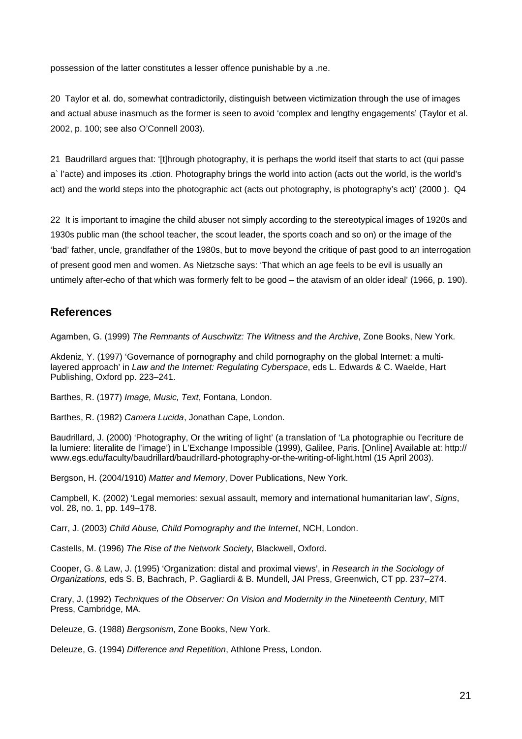possession of the latter constitutes a lesser offence punishable by a .ne.

20 Taylor et al. do, somewhat contradictorily, distinguish between victimization through the use of images and actual abuse inasmuch as the former is seen to avoid 'complex and lengthy engagements' (Taylor et al. 2002, p. 100; see also O'Connell 2003).

21 Baudrillard argues that: '[t]hrough photography, it is perhaps the world itself that starts to act (qui passe a` l'acte) and imposes its .ction. Photography brings the world into action (acts out the world, is the world's act) and the world steps into the photographic act (acts out photography, is photography's act)' (2000 ). Q4

22 It is important to imagine the child abuser not simply according to the stereotypical images of 1920s and 1930s public man (the school teacher, the scout leader, the sports coach and so on) or the image of the 'bad' father, uncle, grandfather of the 1980s, but to move beyond the critique of past good to an interrogation of present good men and women. As Nietzsche says: 'That which an age feels to be evil is usually an untimely after-echo of that which was formerly felt to be good – the atavism of an older ideal' (1966, p. 190).

## References

Agamben, G. (1999) *The Remnants of Auschwitz: The Witness and the Archive*, Zone Books, New York.

Akdeniz, Y. (1997) 'Governance of pornography and child pornography on the global Internet: a multi-layered approach' in *Law and the Internet: Regulating Cyberspace*, eds L. Edwards & C. Waelde, Hart Publishing, Oxford pp. 223–241.

Barthes, R. (1977) *Image, Music, Text*, Fontana, London.

Barthes, R. (1982) *Camera Lucida*, Jonathan Cape, London.

Baudrillard, J. (2000) 'Photography, Or the writing of light' (a translation of 'La photographie ou l'ecriture de la lumiere: literalite de l'image') in L'Exchange Impossible (1999), Galilee, Paris. [Online] Available at: http://www.egs.edu/faculty/baudrillard/baudrillard-photography-or-the-writing-of-light.html (15 April 2003).

Bergson, H. (2004/1910) *Matter and Memory*, Dover Publications, New York.

Campbell, K. (2002) 'Legal memories: sexual assault, memory and international humanitarian law', *Signs*, vol. 28, no. 1, pp. 149–178.

Carr, J. (2003) *Child Abuse, Child Pornography and the Internet*, NCH, London.

Castells, M. (1996) *The Rise of the Network Society,* Blackwell, Oxford.

Cooper, G. & Law, J. (1995) 'Organization: distal and proximal views', in *Research in the Sociology of Organizations*, eds S. B, Bachrach, P. Gagliardi & B. Mundell, JAI Press, Greenwich, CT pp. 237–274.

Crary, J. (1992) *Techniques of the Observer: On Vision and Modernity in the Nineteenth Century*, MIT Press, Cambridge, MA.

Deleuze, G. (1988) *Bergsonism*, Zone Books, New York.

Deleuze, G. (1994) *Difference and Repetition*, Athlone Press, London.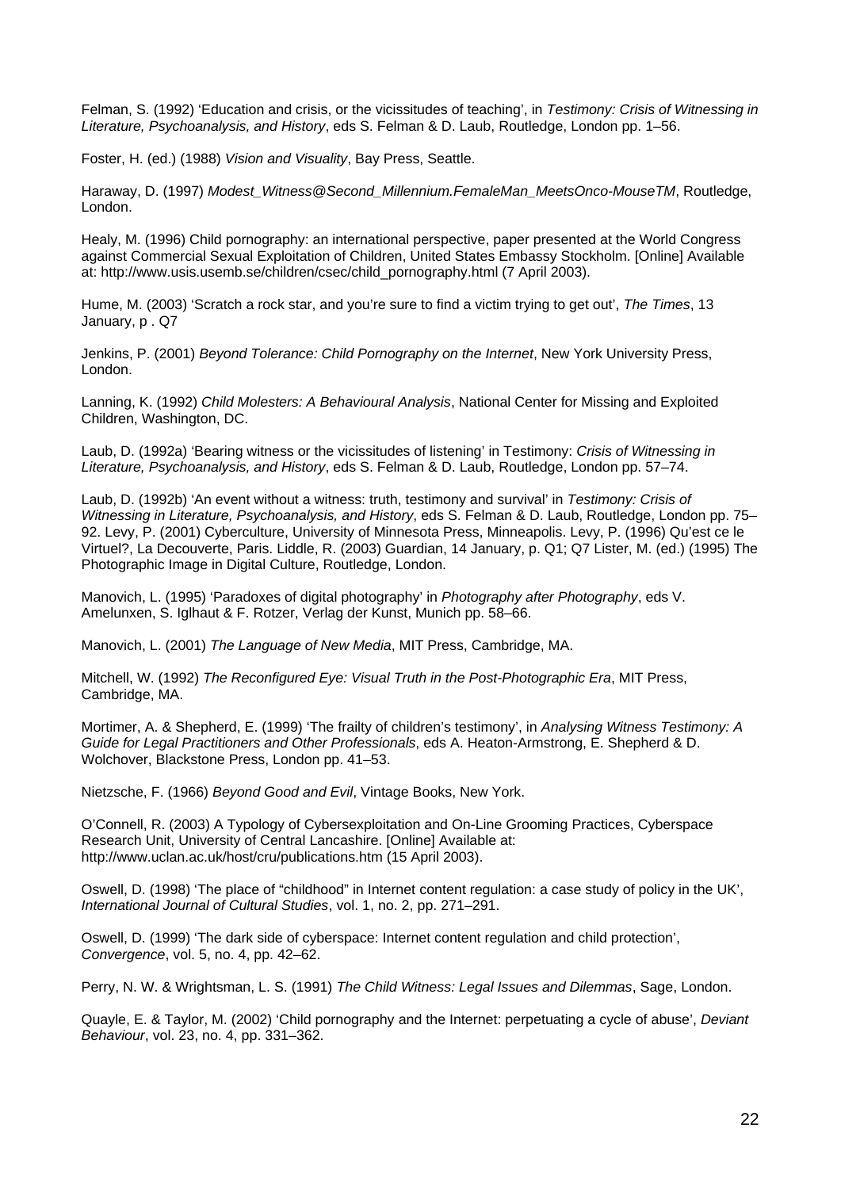Felman, S. (1992) 'Education and crisis, or the vicissitudes of teaching', in *Testimony: Crisis of Witnessing in Literature, Psychoanalysis, and History*, eds S. Felman & D. Laub, Routledge, London pp. 1–56.

Foster, H. (ed.) (1988) *Vision and Visuality*, Bay Press, Seattle.

Haraway, D. (1997) *Modest_Witness@Second_Millennium.FemaleMan_MeetsOnco-MouseTM*, Routledge, London.

Healy, M. (1996) Child pornography: an international perspective, paper presented at the World Congress against Commercial Sexual Exploitation of Children, United States Embassy Stockholm. [Online] Available at: http://www.usis.usemb.se/children/csec/child_pornography.html (7 April 2003).

Hume, M. (2003) 'Scratch a rock star, and you're sure to find a victim trying to get out', *The Times*, 13 January, p . Q7

Jenkins, P. (2001) *Beyond Tolerance: Child Pornography on the Internet*, New York University Press, London.

Lanning, K. (1992) *Child Molesters: A Behavioural Analysis*, National Center for Missing and Exploited Children, Washington, DC.

Laub, D. (1992a) 'Bearing witness or the vicissitudes of listening' in Testimony: *Crisis of Witnessing in Literature, Psychoanalysis, and History*, eds S. Felman & D. Laub, Routledge, London pp. 57–74.

Laub, D. (1992b) 'An event without a witness: truth, testimony and survival' in *Testimony: Crisis of Witnessing in Literature, Psychoanalysis, and History*, eds S. Felman & D. Laub, Routledge, London pp. 75–92. Levy, P. (2001) Cyberculture, University of Minnesota Press, Minneapolis. Levy, P. (1996) Qu'est ce le Virtuel?, La Decouverte, Paris. Liddle, R. (2003) Guardian, 14 January, p. Q1; Q7 Lister, M. (ed.) (1995) The Photographic Image in Digital Culture, Routledge, London.

Manovich, L. (1995) 'Paradoxes of digital photography' in *Photography after Photography*, eds V. Amelunxen, S. Iglhaut & F. Rotzer, Verlag der Kunst, Munich pp. 58–66.

Manovich, L. (2001) *The Language of New Media*, MIT Press, Cambridge, MA.

Mitchell, W. (1992) *The Reconfigured Eye: Visual Truth in the Post-Photographic Era*, MIT Press, Cambridge, MA.

Mortimer, A. & Shepherd, E. (1999) 'The frailty of children's testimony', in *Analysing Witness Testimony: A Guide for Legal Practitioners and Other Professionals*, eds A. Heaton-Armstrong, E. Shepherd & D. Wolchover, Blackstone Press, London pp. 41–53.

Nietzsche, F. (1966) *Beyond Good and Evil*, Vintage Books, New York.

O'Connell, R. (2003) A Typology of Cybersexploitation and On-Line Grooming Practices, Cyberspace Research Unit, University of Central Lancashire. [Online] Available at: http://www.uclan.ac.uk/host/cru/publications.htm (15 April 2003).

Oswell, D. (1998) 'The place of "childhood" in Internet content regulation: a case study of policy in the UK', *International Journal of Cultural Studies*, vol. 1, no. 2, pp. 271–291.

Oswell, D. (1999) 'The dark side of cyberspace: Internet content regulation and child protection', *Convergence*, vol. 5, no. 4, pp. 42–62.

Perry, N. W. & Wrightsman, L. S. (1991) *The Child Witness: Legal Issues and Dilemmas*, Sage, London.

Quayle, E. & Taylor, M. (2002) 'Child pornography and the Internet: perpetuating a cycle of abuse', *Deviant Behaviour*, vol. 23, no. 4, pp. 331–362.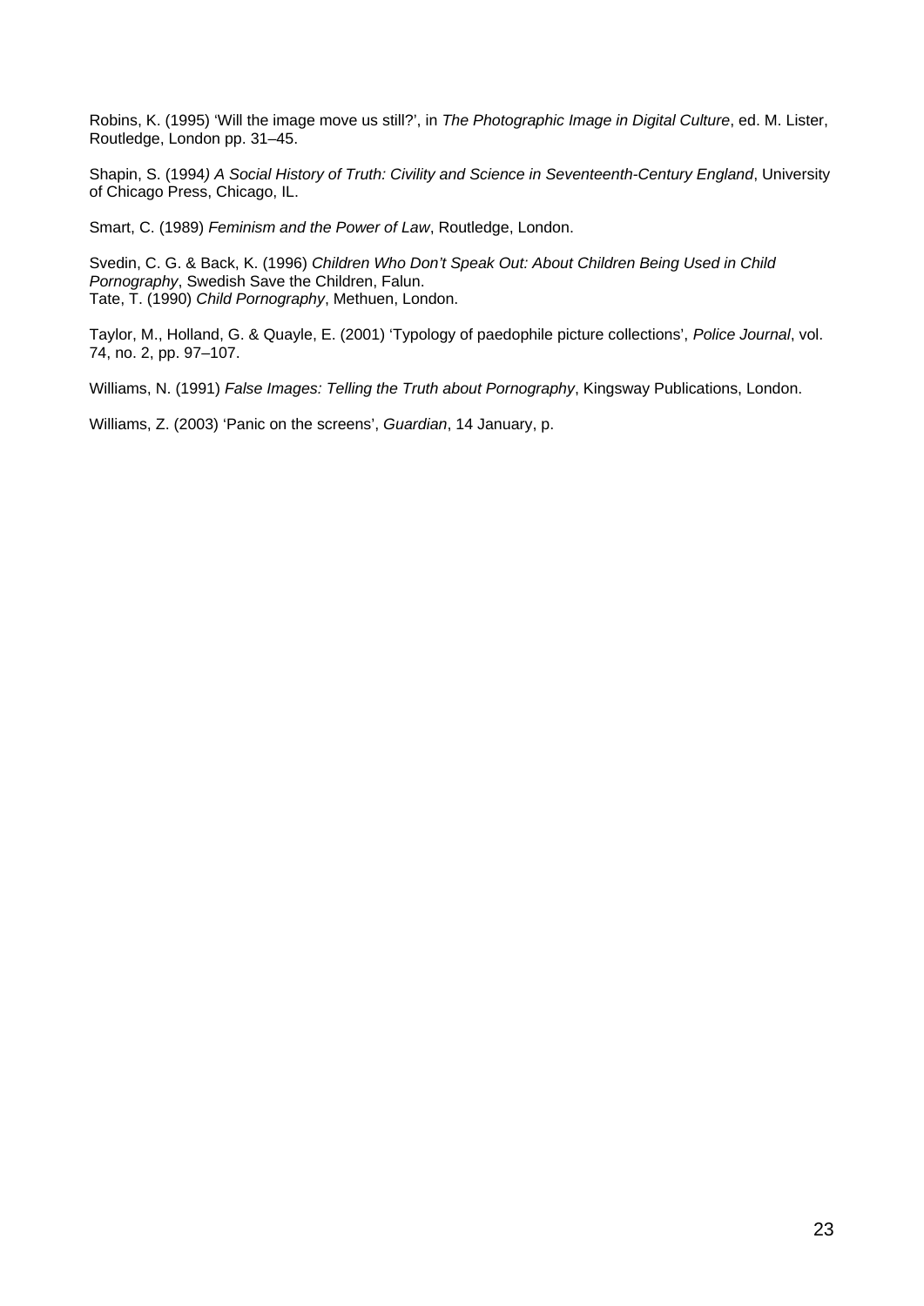Robins, K. (1995) 'Will the image move us still?', in *The Photographic Image in Digital Culture*, ed. M. Lister, Routledge, London pp. 31–45.

Shapin, S. (1994*) A Social History of Truth: Civility and Science in Seventeenth-Century England*, University of Chicago Press, Chicago, IL.

Smart, C. (1989) *Feminism and the Power of Law*, Routledge, London.

Svedin, C. G. & Back, K. (1996) *Children Who Don't Speak Out: About Children Being Used in Child Pornography*, Swedish Save the Children, Falun.
Tate, T. (1990) *Child Pornography*, Methuen, London.

Taylor, M., Holland, G. & Quayle, E. (2001) 'Typology of paedophile picture collections', *Police Journal*, vol. 74, no. 2, pp. 97–107.

Williams, N. (1991) *False Images: Telling the Truth about Pornography*, Kingsway Publications, London.

Williams, Z. (2003) 'Panic on the screens', *Guardian*, 14 January, p.